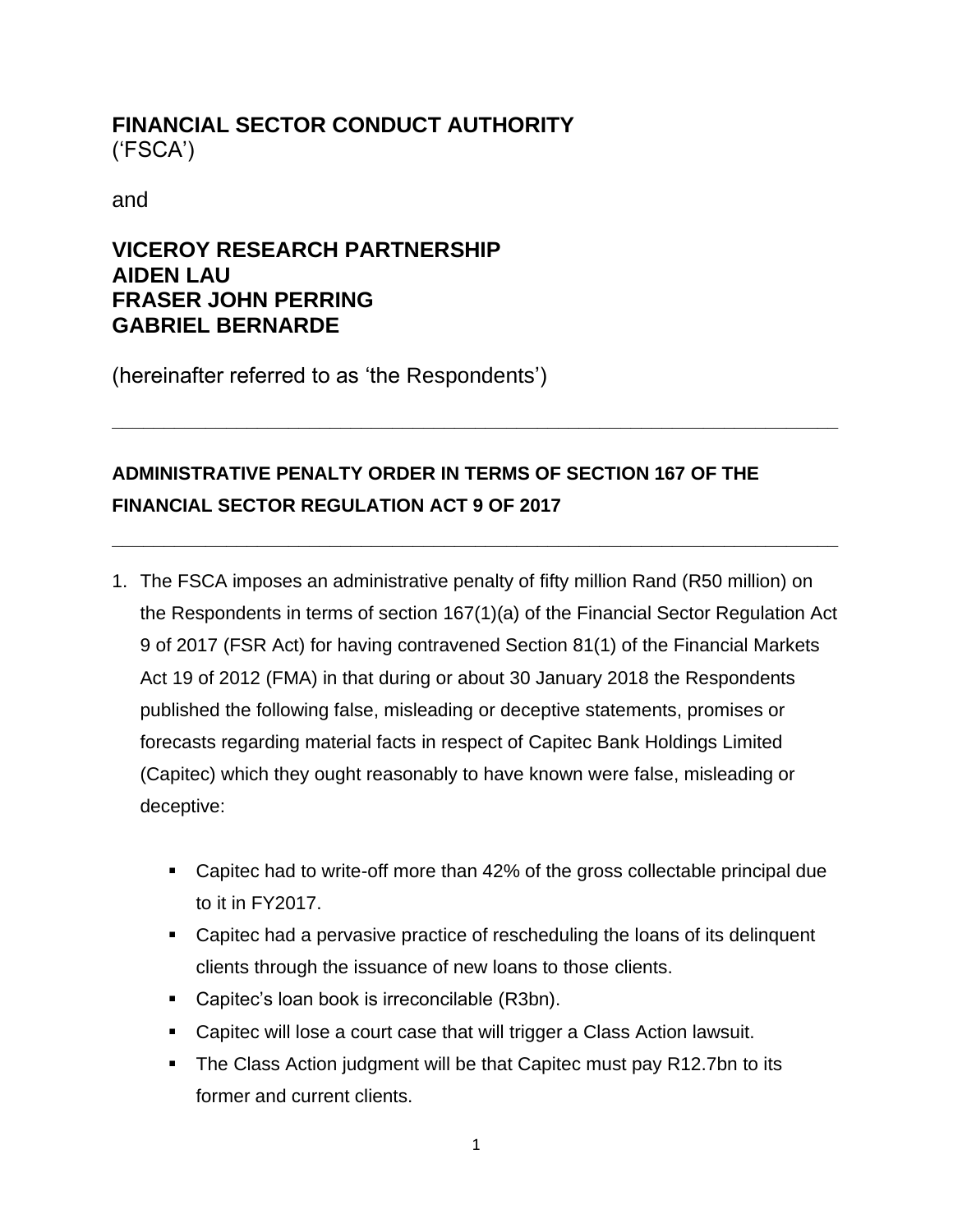**FINANCIAL SECTOR CONDUCT AUTHORITY**
('FSCA')

and

**VICEROY RESEARCH PARTNERSHIP**
**AIDEN LAU**
**FRASER JOHN PERRING**
**GABRIEL BERNARDE**

(hereinafter referred to as 'the Respondents')

---

**ADMINISTRATIVE PENALTY ORDER IN TERMS OF SECTION 167 OF THE FINANCIAL SECTOR REGULATION ACT 9 OF 2017**

---

1. The FSCA imposes an administrative penalty of fifty million Rand (R50 million) on the Respondents in terms of section 167(1)(a) of the Financial Sector Regulation Act 9 of 2017 (FSR Act) for having contravened Section 81(1) of the Financial Markets Act 19 of 2012 (FMA) in that during or about 30 January 2018 the Respondents published the following false, misleading or deceptive statements, promises or forecasts regarding material facts in respect of Capitec Bank Holdings Limited (Capitec) which they ought reasonably to have known were false, misleading or deceptive:

   - Capitec had to write-off more than 42% of the gross collectable principal due to it in FY2017.
   - Capitec had a pervasive practice of rescheduling the loans of its delinquent clients through the issuance of new loans to those clients.
   - Capitec's loan book is irreconcilable (R3bn).
   - Capitec will lose a court case that will trigger a Class Action lawsuit.
   - The Class Action judgment will be that Capitec must pay R12.7bn to its former and current clients.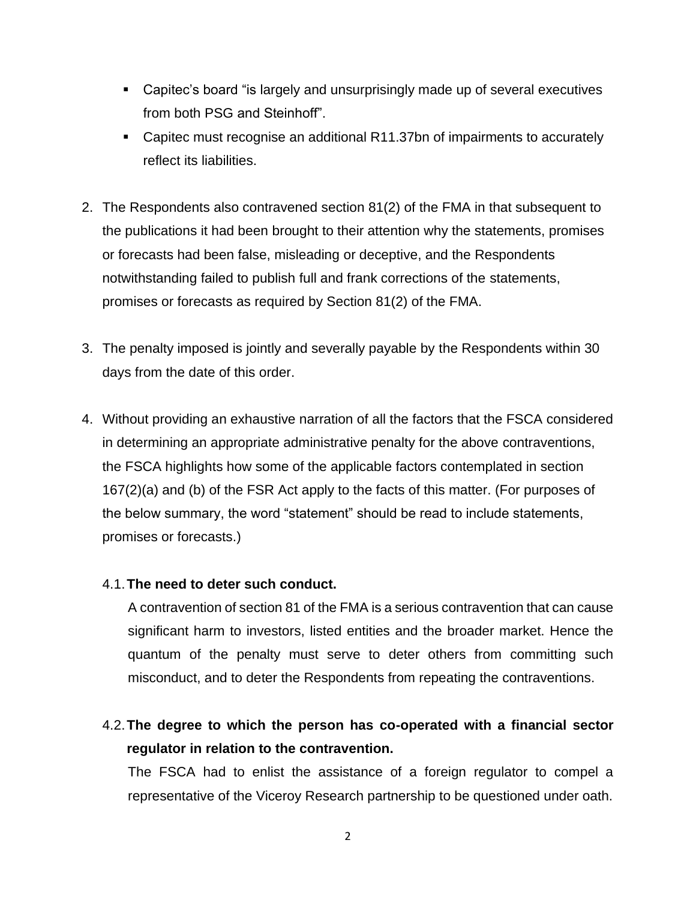- Capitec's board "is largely and unsurprisingly made up of several executives from both PSG and Steinhoff".
- Capitec must recognise an additional R11.37bn of impairments to accurately reflect its liabilities.

2. The Respondents also contravened section 81(2) of the FMA in that subsequent to the publications it had been brought to their attention why the statements, promises or forecasts had been false, misleading or deceptive, and the Respondents notwithstanding failed to publish full and frank corrections of the statements, promises or forecasts as required by Section 81(2) of the FMA.

3. The penalty imposed is jointly and severally payable by the Respondents within 30 days from the date of this order.

4. Without providing an exhaustive narration of all the factors that the FSCA considered in determining an appropriate administrative penalty for the above contraventions, the FSCA highlights how some of the applicable factors contemplated in section 167(2)(a) and (b) of the FSR Act apply to the facts of this matter. (For purposes of the below summary, the word "statement" should be read to include statements, promises or forecasts.)

   4.1. **The need to deter such conduct.**
   A contravention of section 81 of the FMA is a serious contravention that can cause significant harm to investors, listed entities and the broader market. Hence the quantum of the penalty must serve to deter others from committing such misconduct, and to deter the Respondents from repeating the contraventions.

   4.2. **The degree to which the person has co-operated with a financial sector regulator in relation to the contravention.**
   The FSCA had to enlist the assistance of a foreign regulator to compel a representative of the Viceroy Research partnership to be questioned under oath.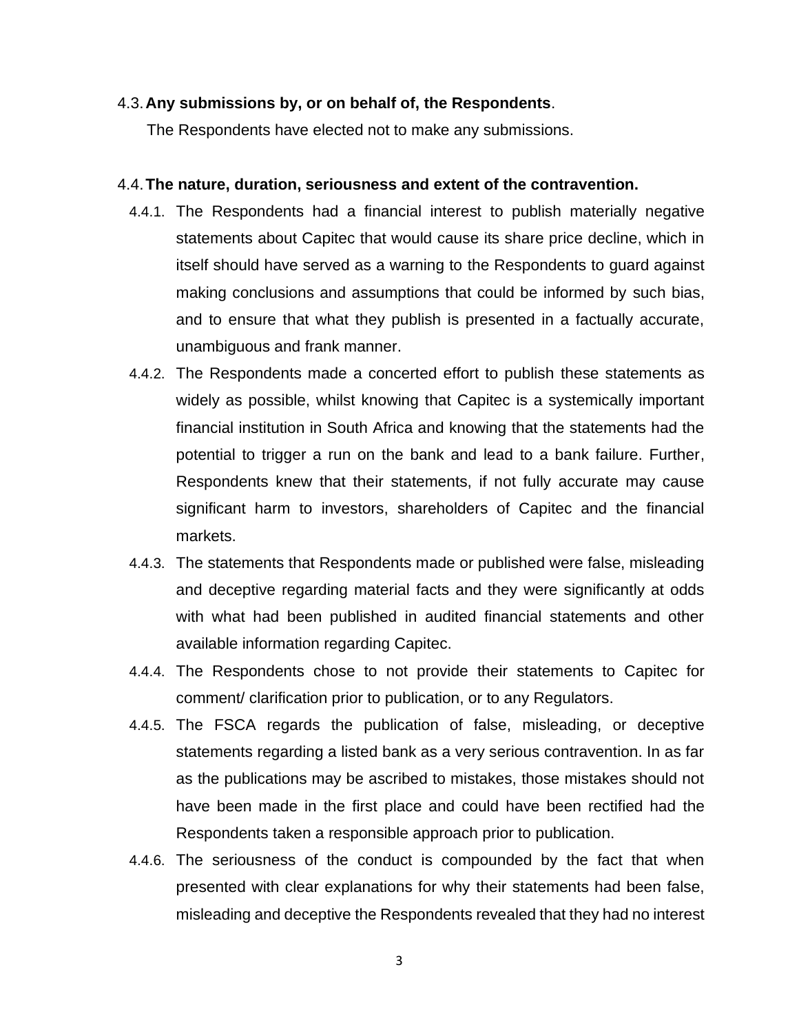4.3. **Any submissions by, or on behalf of, the Respondents**.

The Respondents have elected not to make any submissions.

4.4. **The nature, duration, seriousness and extent of the contravention.**

4.4.1. The Respondents had a financial interest to publish materially negative statements about Capitec that would cause its share price decline, which in itself should have served as a warning to the Respondents to guard against making conclusions and assumptions that could be informed by such bias, and to ensure that what they publish is presented in a factually accurate, unambiguous and frank manner.

4.4.2. The Respondents made a concerted effort to publish these statements as widely as possible, whilst knowing that Capitec is a systemically important financial institution in South Africa and knowing that the statements had the potential to trigger a run on the bank and lead to a bank failure. Further, Respondents knew that their statements, if not fully accurate may cause significant harm to investors, shareholders of Capitec and the financial markets.

4.4.3. The statements that Respondents made or published were false, misleading and deceptive regarding material facts and they were significantly at odds with what had been published in audited financial statements and other available information regarding Capitec.

4.4.4. The Respondents chose to not provide their statements to Capitec for comment/ clarification prior to publication, or to any Regulators.

4.4.5. The FSCA regards the publication of false, misleading, or deceptive statements regarding a listed bank as a very serious contravention. In as far as the publications may be ascribed to mistakes, those mistakes should not have been made in the first place and could have been rectified had the Respondents taken a responsible approach prior to publication.

4.4.6. The seriousness of the conduct is compounded by the fact that when presented with clear explanations for why their statements had been false, misleading and deceptive the Respondents revealed that they had no interest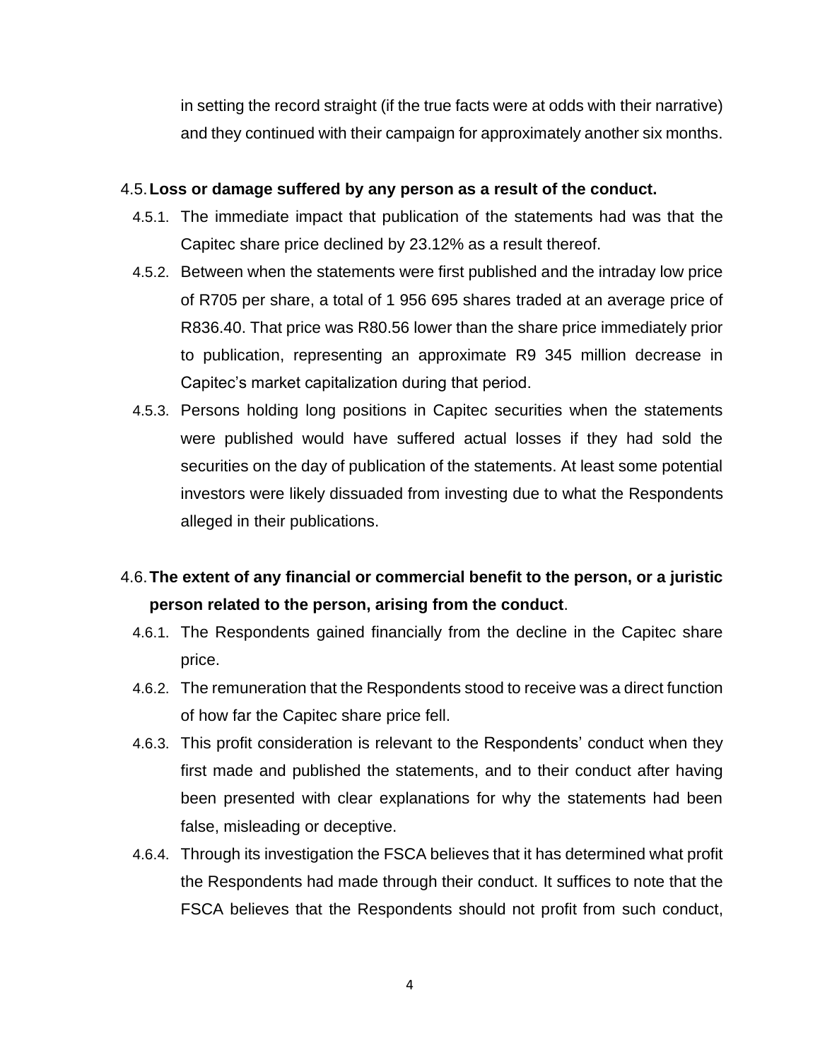in setting the record straight (if the true facts were at odds with their narrative) and they continued with their campaign for approximately another six months.

4.5. **Loss or damage suffered by any person as a result of the conduct.**

4.5.1. The immediate impact that publication of the statements had was that the Capitec share price declined by 23.12% as a result thereof.

4.5.2. Between when the statements were first published and the intraday low price of R705 per share, a total of 1 956 695 shares traded at an average price of R836.40. That price was R80.56 lower than the share price immediately prior to publication, representing an approximate R9 345 million decrease in Capitec's market capitalization during that period.

4.5.3. Persons holding long positions in Capitec securities when the statements were published would have suffered actual losses if they had sold the securities on the day of publication of the statements. At least some potential investors were likely dissuaded from investing due to what the Respondents alleged in their publications.

4.6. **The extent of any financial or commercial benefit to the person, or a juristic person related to the person, arising from the conduct**.

4.6.1. The Respondents gained financially from the decline in the Capitec share price.

4.6.2. The remuneration that the Respondents stood to receive was a direct function of how far the Capitec share price fell.

4.6.3. This profit consideration is relevant to the Respondents' conduct when they first made and published the statements, and to their conduct after having been presented with clear explanations for why the statements had been false, misleading or deceptive.

4.6.4. Through its investigation the FSCA believes that it has determined what profit the Respondents had made through their conduct. It suffices to note that the FSCA believes that the Respondents should not profit from such conduct,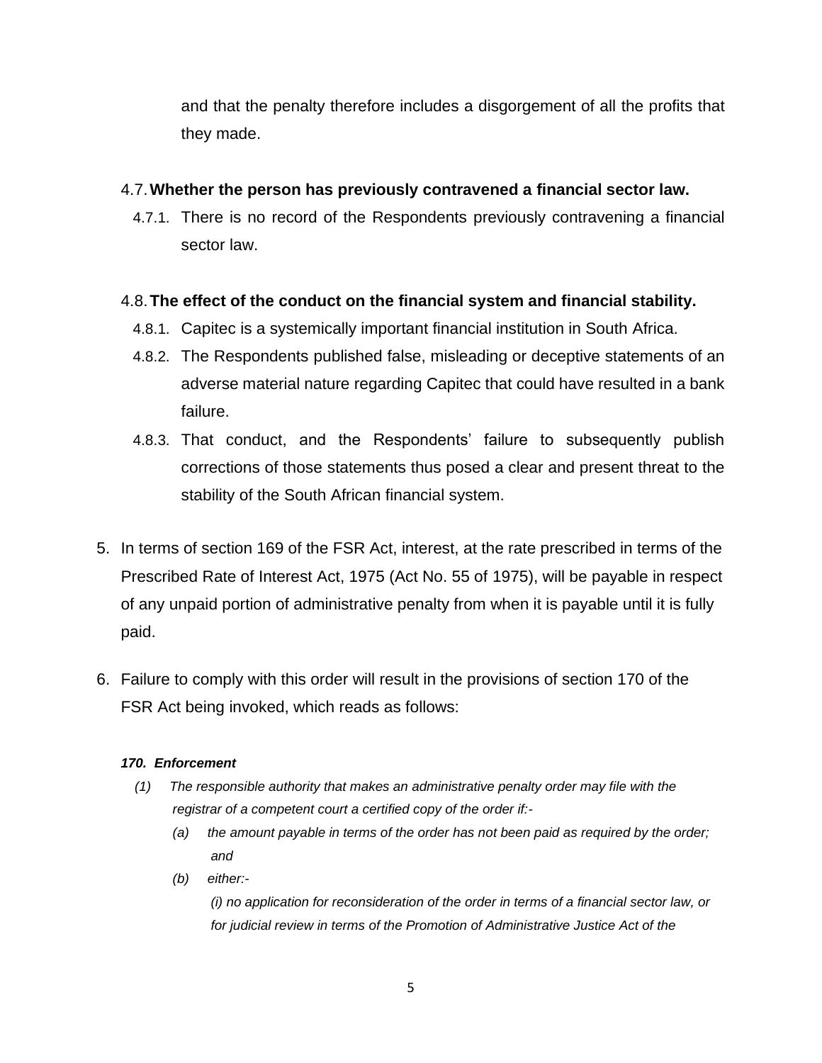and that the penalty therefore includes a disgorgement of all the profits that they made.

4.7. **Whether the person has previously contravened a financial sector law.**

4.7.1. There is no record of the Respondents previously contravening a financial sector law.

4.8. **The effect of the conduct on the financial system and financial stability.**

4.8.1. Capitec is a systemically important financial institution in South Africa.

4.8.2. The Respondents published false, misleading or deceptive statements of an adverse material nature regarding Capitec that could have resulted in a bank failure.

4.8.3. That conduct, and the Respondents' failure to subsequently publish corrections of those statements thus posed a clear and present threat to the stability of the South African financial system.

5. In terms of section 169 of the FSR Act, interest, at the rate prescribed in terms of the Prescribed Rate of Interest Act, 1975 (Act No. 55 of 1975), will be payable in respect of any unpaid portion of administrative penalty from when it is payable until it is fully paid.

6. Failure to comply with this order will result in the provisions of section 170 of the FSR Act being invoked, which reads as follows:

***170. Enforcement***

*(1) The responsible authority that makes an administrative penalty order may file with the registrar of a competent court a certified copy of the order if:-*

*(a) the amount payable in terms of the order has not been paid as required by the order; and*

*(b) either:-*

*(i) no application for reconsideration of the order in terms of a financial sector law, or for judicial review in terms of the Promotion of Administrative Justice Act of the*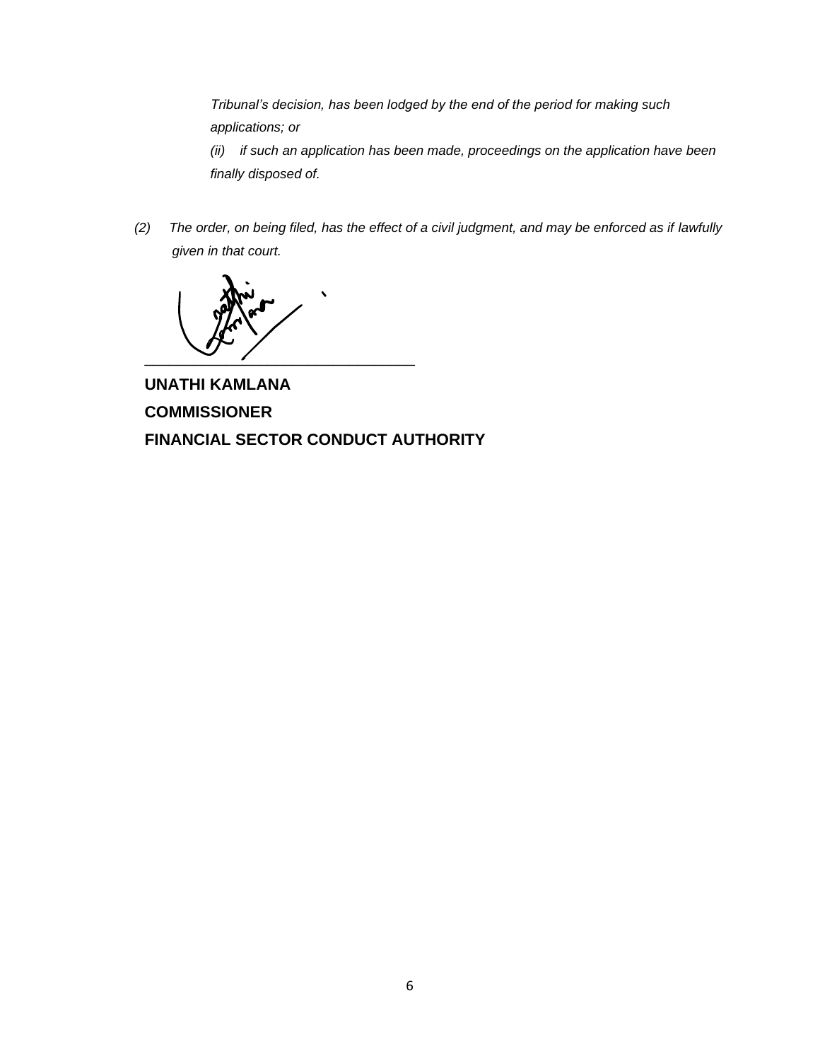*Tribunal's decision, has been lodged by the end of the period for making such applications; or*

*(ii) if such an application has been made, proceedings on the application have been finally disposed of.*

*(2) The order, on being filed, has the effect of a civil judgment, and may be enforced as if lawfully given in that court.*

\_\_\_\_\_\_\_\_\_\_\_\_\_\_\_\_\_\_\_\_\_\_\_\_\_\_\_\_\_\_\_\_\_\_

**UNATHI KAMLANA**

**COMMISSIONER**

**FINANCIAL SECTOR CONDUCT AUTHORITY**